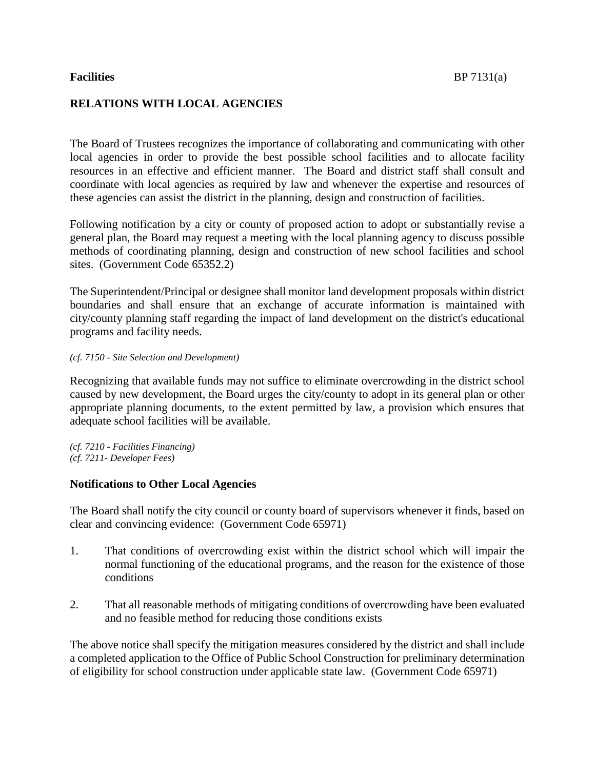**Facilities** BP 7131(a)

## RELATIONS WITH LOCAL AGENCIES

The Board of Trustees recognizes the importance of collaborating and communicating with other local agencies in order to provide the best possible school facilities and to allocate facility resources in an effective and efficient manner. The Board and district staff shall consult and coordinate with local agencies as required by law and whenever the expertise and resources of these agencies can assist the district in the planning, design and construction of facilities.

Following notification by a city or county of proposed action to adopt or substantially revise a general plan, the Board may request a meeting with the local planning agency to discuss possible methods of coordinating planning, design and construction of new school facilities and school sites. (Government Code 65352.2)

The Superintendent/Principal or designee shall monitor land development proposals within district boundaries and shall ensure that an exchange of accurate information is maintained with city/county planning staff regarding the impact of land development on the district's educational programs and facility needs.

*(cf. 7150 - Site Selection and Development)*

Recognizing that available funds may not suffice to eliminate overcrowding in the district school caused by new development, the Board urges the city/county to adopt in its general plan or other appropriate planning documents, to the extent permitted by law, a provision which ensures that adequate school facilities will be available.

*(cf. 7210 - Facilities Financing)*
*(cf. 7211- Developer Fees)*

### Notifications to Other Local Agencies

The Board shall notify the city council or county board of supervisors whenever it finds, based on clear and convincing evidence: (Government Code 65971)

1. That conditions of overcrowding exist within the district school which will impair the normal functioning of the educational programs, and the reason for the existence of those conditions

2. That all reasonable methods of mitigating conditions of overcrowding have been evaluated and no feasible method for reducing those conditions exists

The above notice shall specify the mitigation measures considered by the district and shall include a completed application to the Office of Public School Construction for preliminary determination of eligibility for school construction under applicable state law. (Government Code 65971)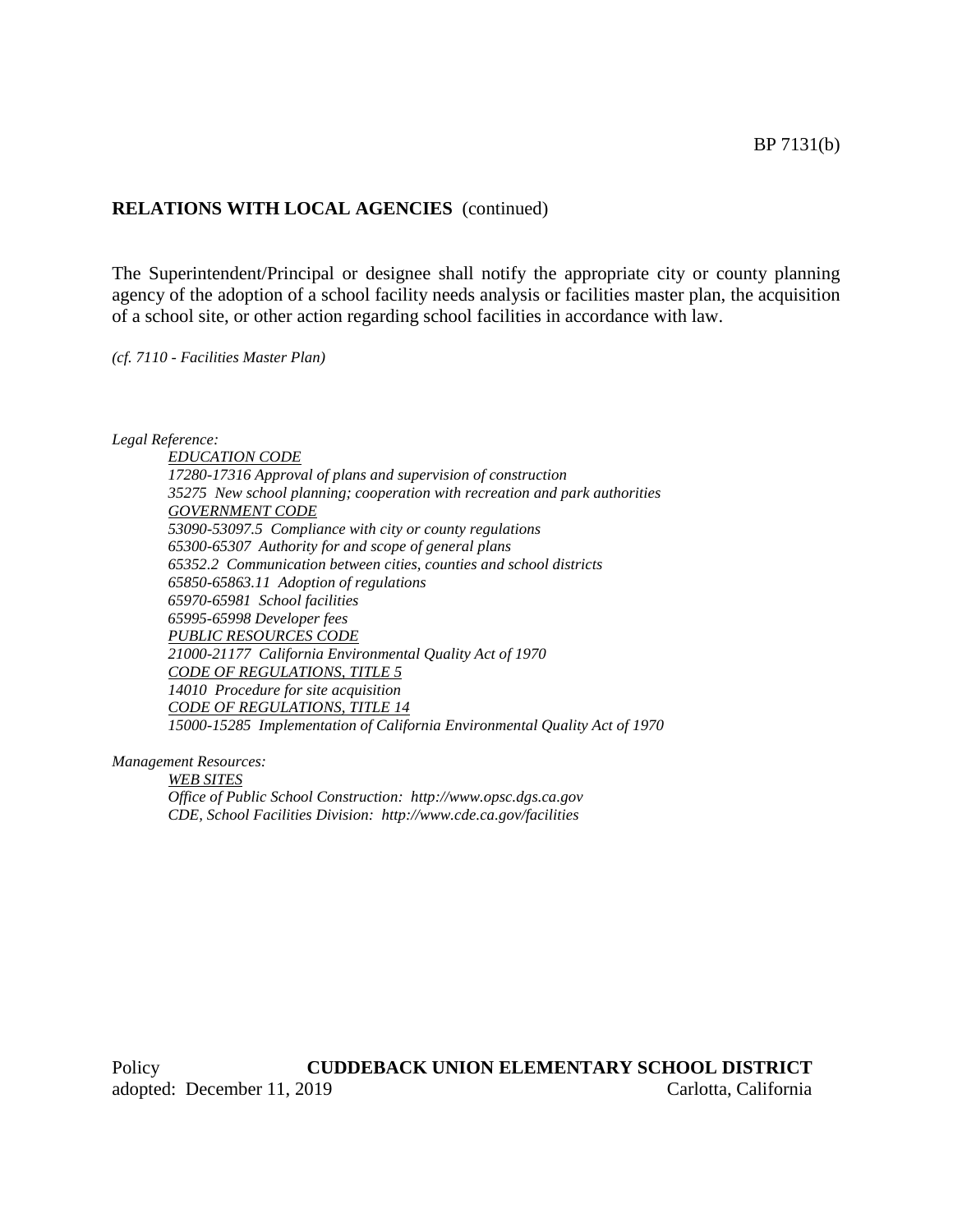The Superintendent/Principal or designee shall notify the appropriate city or county planning agency of the adoption of a school facility needs analysis or facilities master plan, the acquisition of a school site, or other action regarding school facilities in accordance with law.

*(cf. 7110 - Facilities Master Plan)*

*Legal Reference:*

*EDUCATION CODE*

*17280-17316 Approval of plans and supervision of construction*

*35275 New school planning; cooperation with recreation and park authorities*

*GOVERNMENT CODE*

*53090-53097.5 Compliance with city or county regulations*

*65300-65307 Authority for and scope of general plans*

*65352.2 Communication between cities, counties and school districts*

*65850-65863.11 Adoption of regulations*

*65970-65981 School facilities*

*65995-65998 Developer fees*

*PUBLIC RESOURCES CODE*

*21000-21177 California Environmental Quality Act of 1970*

*CODE OF REGULATIONS, TITLE 5*

*14010 Procedure for site acquisition*

*CODE OF REGULATIONS, TITLE 14*

*15000-15285 Implementation of California Environmental Quality Act of 1970*

*Management Resources:*

*WEB SITES*

*Office of Public School Construction: http://www.opsc.dgs.ca.gov*

*CDE, School Facilities Division: http://www.cde.ca.gov/facilities*

Policy **CUDDEBACK UNION ELEMENTARY SCHOOL DISTRICT**
adopted: December 11, 2019 Carlotta, California